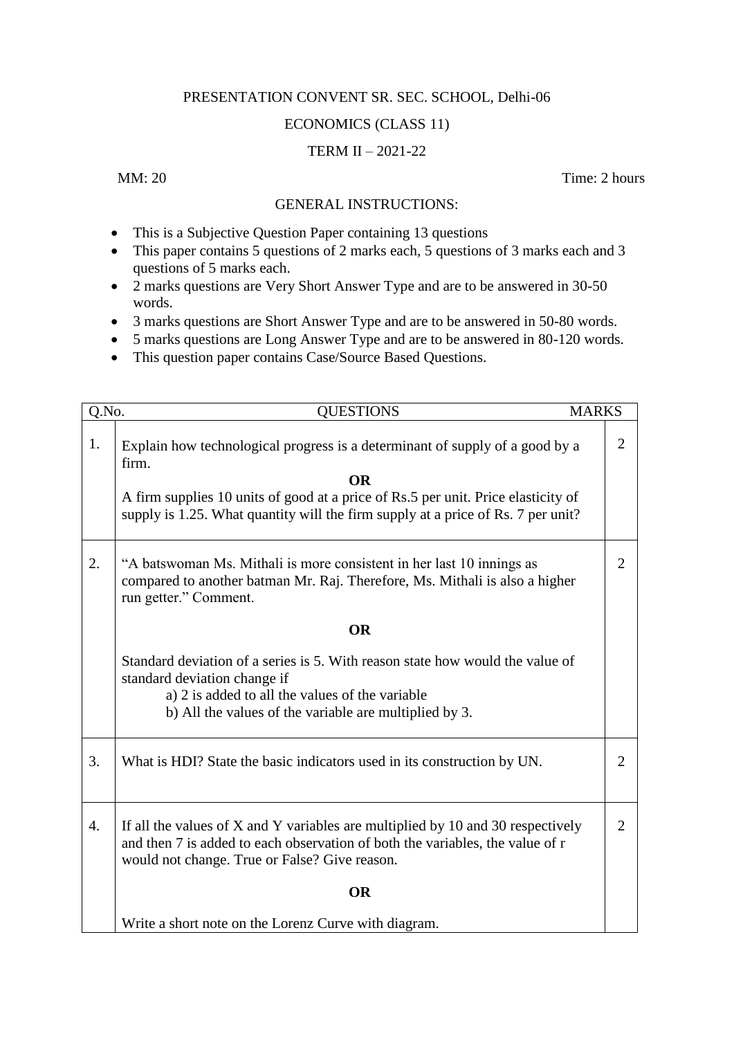PRESENTATION CONVENT SR. SEC. SCHOOL, Delhi-06

ECONOMICS (CLASS 11)

TERM II – 2021-22

MM: 20 Time: 2 hours

GENERAL INSTRUCTIONS:

- This is a Subjective Question Paper containing 13 questions
- This paper contains 5 questions of 2 marks each, 5 questions of 3 marks each and 3 questions of 5 marks each.
- 2 marks questions are Very Short Answer Type and are to be answered in 30-50 words.
- 3 marks questions are Short Answer Type and are to be answered in 50-80 words.
- 5 marks questions are Long Answer Type and are to be answered in 80-120 words.
- This question paper contains Case/Source Based Questions.

| Q.No. | QUESTIONS | MARKS |
|---|---|---|
| 1. | Explain how technological progress is a determinant of supply of a good by a firm.<br>**OR**<br>A firm supplies 10 units of good at a price of Rs.5 per unit. Price elasticity of supply is 1.25. What quantity will the firm supply at a price of Rs. 7 per unit? | 2 |
| 2. | "A batswoman Ms. Mithali is more consistent in her last 10 innings as compared to another batman Mr. Raj. Therefore, Ms. Mithali is also a higher run getter." Comment.<br>**OR**<br>Standard deviation of a series is 5. With reason state how would the value of standard deviation change if<br>a) 2 is added to all the values of the variable<br>b) All the values of the variable are multiplied by 3. | 2 |
| 3. | What is HDI? State the basic indicators used in its construction by UN. | 2 |
| 4. | If all the values of X and Y variables are multiplied by 10 and 30 respectively and then 7 is added to each observation of both the variables, the value of r would not change. True or False? Give reason.<br>**OR**<br>Write a short note on the Lorenz Curve with diagram. | 2 |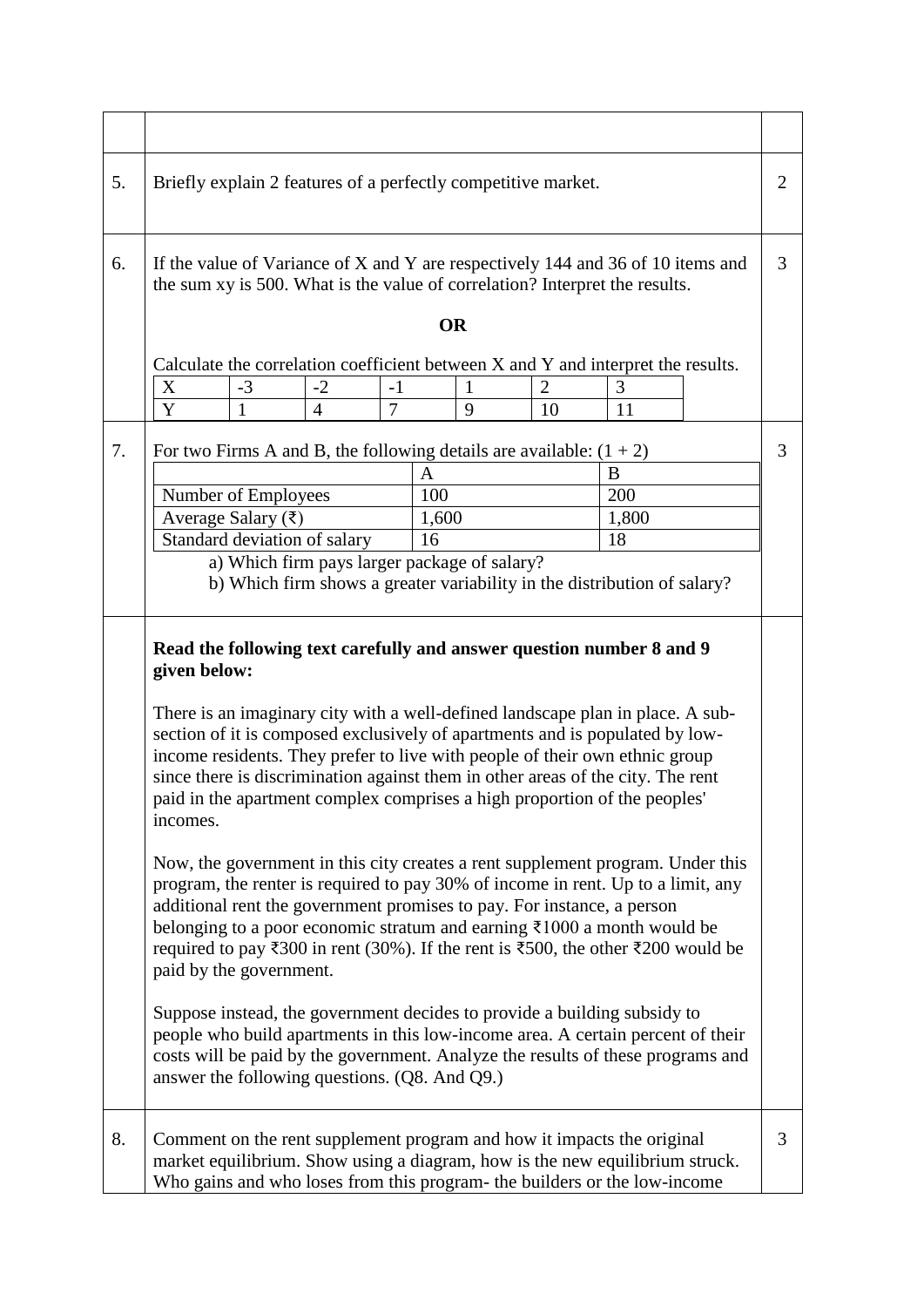5. Briefly explain 2 features of a perfectly competitive market. (2)

6. If the value of Variance of X and Y are respectively 144 and 36 of 10 items and the sum xy is 500. What is the value of correlation? Interpret the results. (3)

**OR**

Calculate the correlation coefficient between X and Y and interpret the results.

| X | -3 | -2 | -1 | 1 | 2 | 3 |
|---|---|---|---|---|---|---|
| Y | 1 | 4 | 7 | 9 | 10 | 11 |

7. For two Firms A and B, the following details are available: (1 + 2) (3)

| | A | B |
|---|---|---|
| Number of Employees | 100 | 200 |
| Average Salary (₹) | 1,600 | 1,800 |
| Standard deviation of salary | 16 | 18 |

a) Which firm pays larger package of salary?
b) Which firm shows a greater variability in the distribution of salary?

**Read the following text carefully and answer question number 8 and 9 given below:**

There is an imaginary city with a well-defined landscape plan in place. A sub-section of it is composed exclusively of apartments and is populated by low-income residents. They prefer to live with people of their own ethnic group since there is discrimination against them in other areas of the city. The rent paid in the apartment complex comprises a high proportion of the peoples' incomes.

Now, the government in this city creates a rent supplement program. Under this program, the renter is required to pay 30% of income in rent. Up to a limit, any additional rent the government promises to pay. For instance, a person belonging to a poor economic stratum and earning ₹1000 a month would be required to pay ₹300 in rent (30%). If the rent is ₹500, the other ₹200 would be paid by the government.

Suppose instead, the government decides to provide a building subsidy to people who build apartments in this low-income area. A certain percent of their costs will be paid by the government. Analyze the results of these programs and answer the following questions. (Q8. And Q9.)

8. Comment on the rent supplement program and how it impacts the original market equilibrium. Show using a diagram, how is the new equilibrium struck. Who gains and who loses from this program- the builders or the low-income (3)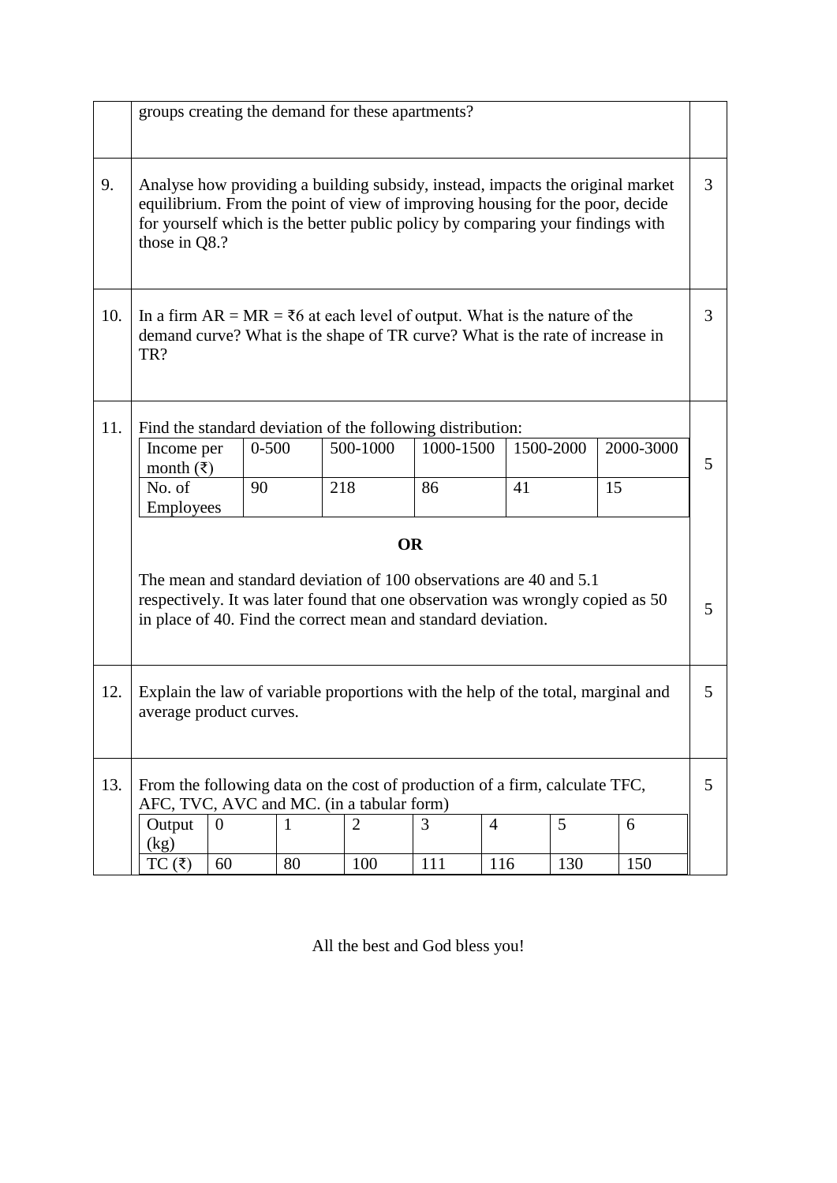| | | |
|---|---|---|
| | groups creating the demand for these apartments? | |
| 9. | Analyse how providing a building subsidy, instead, impacts the original market equilibrium. From the point of view of improving housing for the poor, decide for yourself which is the better public policy by comparing your findings with those in Q8.? | 3 |
| 10. | In a firm AR = MR = ₹6 at each level of output. What is the nature of the demand curve? What is the shape of TR curve? What is the rate of increase in TR? | 3 |
| 11. | Find the standard deviation of the following distribution: (see table below) | 5 |
| | **OR** | |
| | The mean and standard deviation of 100 observations are 40 and 5.1 respectively. It was later found that one observation was wrongly copied as 50 in place of 40. Find the correct mean and standard deviation. | 5 |
| 12. | Explain the law of variable proportions with the help of the total, marginal and average product curves. | 5 |
| 13. | From the following data on the cost of production of a firm, calculate TFC, AFC, TVC, AVC and MC. (in a tabular form) (see table below) | 5 |

Table for Q11:

| Income per month (₹) | 0-500 | 500-1000 | 1000-1500 | 1500-2000 | 2000-3000 |
|---|---|---|---|---|---|
| No. of Employees | 90 | 218 | 86 | 41 | 15 |

Table for Q13:

| Output (kg) | 0 | 1 | 2 | 3 | 4 | 5 | 6 |
|---|---|---|---|---|---|---|---|
| TC (₹) | 60 | 80 | 100 | 111 | 116 | 130 | 150 |

All the best and God bless you!